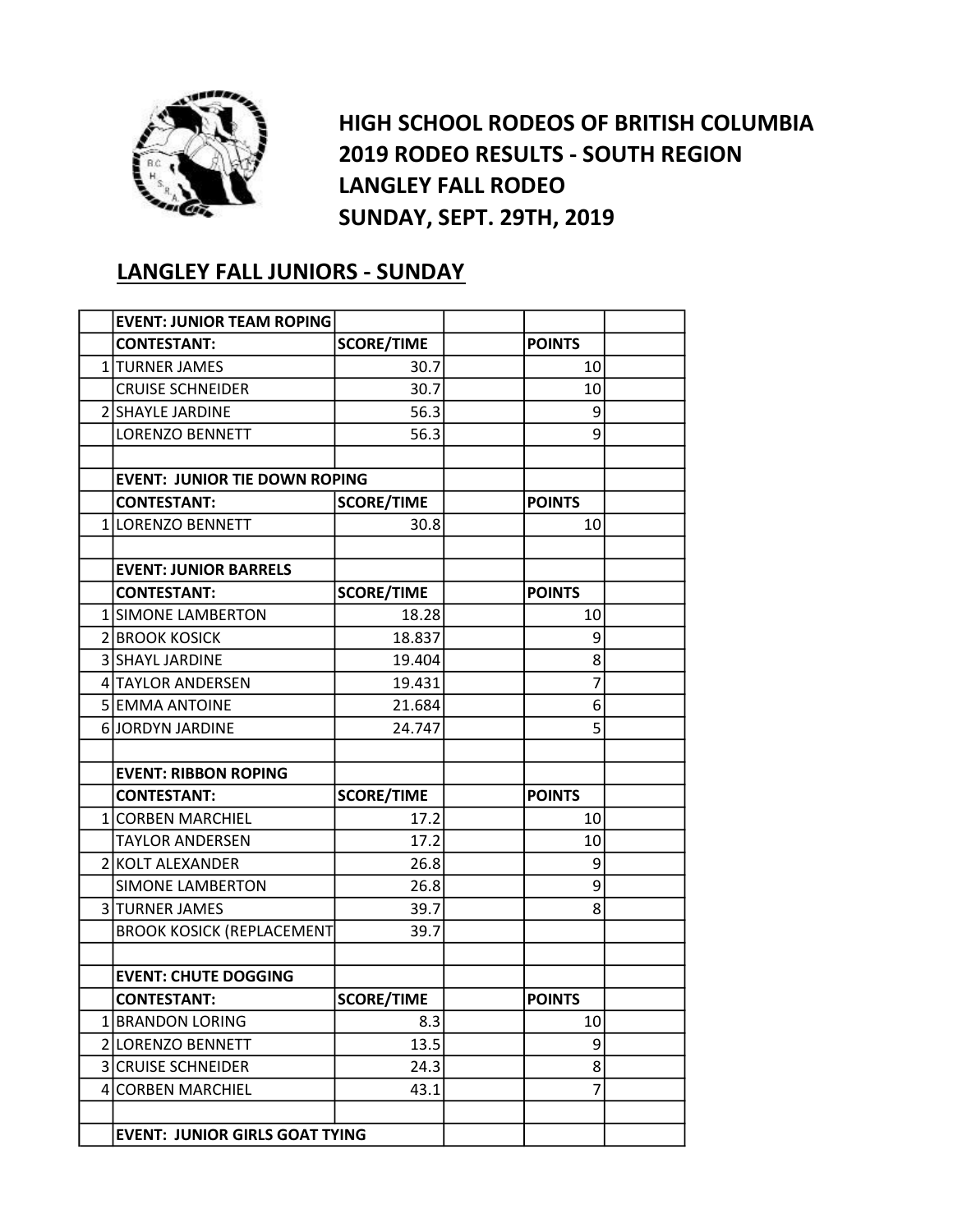# HIGH SCHOOL RODEOS OF BRITISH COLUMBIA
# 2019 RODEO RESULTS - SOUTH REGION
# LANGLEY FALL RODEO
# SUNDAY, SEPT. 29TH, 2019

## LANGLEY FALL JUNIORS - SUNDAY

| | EVENT: JUNIOR TEAM ROPING | | | | |
|---|---|---|---|---|---|
| | **CONTESTANT:** | **SCORE/TIME** | | **POINTS** | |
| 1 | TURNER JAMES | 30.7 | | 10 | |
| | CRUISE SCHNEIDER | 30.7 | | 10 | |
| 2 | SHAYLE JARDINE | 56.3 | | 9 | |
| | LORENZO BENNETT | 56.3 | | 9 | |
| | | | | | |
| | **EVENT: JUNIOR TIE DOWN ROPING** | | | | |
| | **CONTESTANT:** | **SCORE/TIME** | | **POINTS** | |
| 1 | LORENZO BENNETT | 30.8 | | 10 | |
| | | | | | |
| | **EVENT: JUNIOR BARRELS** | | | | |
| | **CONTESTANT:** | **SCORE/TIME** | | **POINTS** | |
| 1 | SIMONE LAMBERTON | 18.28 | | 10 | |
| 2 | BROOK KOSICK | 18.837 | | 9 | |
| 3 | SHAYL JARDINE | 19.404 | | 8 | |
| 4 | TAYLOR ANDERSEN | 19.431 | | 7 | |
| 5 | EMMA ANTOINE | 21.684 | | 6 | |
| 6 | JORDYN JARDINE | 24.747 | | 5 | |
| | | | | | |
| | **EVENT: RIBBON ROPING** | | | | |
| | **CONTESTANT:** | **SCORE/TIME** | | **POINTS** | |
| 1 | CORBEN MARCHIEL | 17.2 | | 10 | |
| | TAYLOR ANDERSEN | 17.2 | | 10 | |
| 2 | KOLT ALEXANDER | 26.8 | | 9 | |
| | SIMONE LAMBERTON | 26.8 | | 9 | |
| 3 | TURNER JAMES | 39.7 | | 8 | |
| | BROOK KOSICK (REPLACEMENT | 39.7 | | | |
| | | | | | |
| | **EVENT: CHUTE DOGGING** | | | | |
| | **CONTESTANT:** | **SCORE/TIME** | | **POINTS** | |
| 1 | BRANDON LORING | 8.3 | | 10 | |
| 2 | LORENZO BENNETT | 13.5 | | 9 | |
| 3 | CRUISE SCHNEIDER | 24.3 | | 8 | |
| 4 | CORBEN MARCHIEL | 43.1 | | 7 | |
| | | | | | |
| | **EVENT: JUNIOR GIRLS GOAT TYING** | | | | |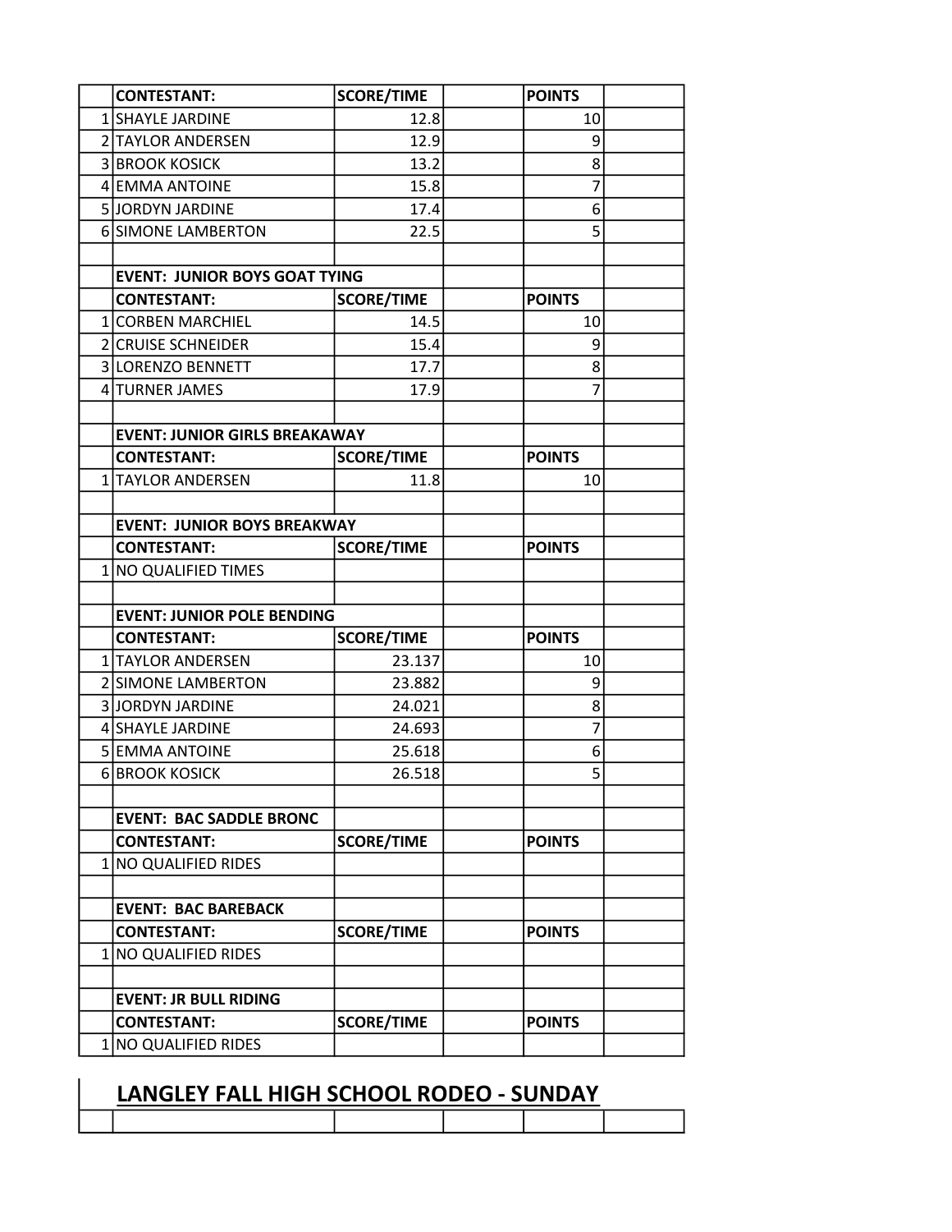| | CONTESTANT: | SCORE/TIME | | POINTS | |
|---|---|---|---|---|---|
| 1 | SHAYLE JARDINE | 12.8 | | 10 | |
| 2 | TAYLOR ANDERSEN | 12.9 | | 9 | |
| 3 | BROOK KOSICK | 13.2 | | 8 | |
| 4 | EMMA ANTOINE | 15.8 | | 7 | |
| 5 | JORDYN JARDINE | 17.4 | | 6 | |
| 6 | SIMONE LAMBERTON | 22.5 | | 5 | |
| | | | | | |
| | **EVENT: JUNIOR BOYS GOAT TYING** | | | | |
| | **CONTESTANT:** | **SCORE/TIME** | | **POINTS** | |
| 1 | CORBEN MARCHIEL | 14.5 | | 10 | |
| 2 | CRUISE SCHNEIDER | 15.4 | | 9 | |
| 3 | LORENZO BENNETT | 17.7 | | 8 | |
| 4 | TURNER JAMES | 17.9 | | 7 | |
| | | | | | |
| | **EVENT: JUNIOR GIRLS BREAKAWAY** | | | | |
| | **CONTESTANT:** | **SCORE/TIME** | | **POINTS** | |
| 1 | TAYLOR ANDERSEN | 11.8 | | 10 | |
| | | | | | |
| | **EVENT: JUNIOR BOYS BREAKWAY** | | | | |
| | **CONTESTANT:** | **SCORE/TIME** | | **POINTS** | |
| 1 | NO QUALIFIED TIMES | | | | |
| | | | | | |
| | **EVENT: JUNIOR POLE BENDING** | | | | |
| | **CONTESTANT:** | **SCORE/TIME** | | **POINTS** | |
| 1 | TAYLOR ANDERSEN | 23.137 | | 10 | |
| 2 | SIMONE LAMBERTON | 23.882 | | 9 | |
| 3 | JORDYN JARDINE | 24.021 | | 8 | |
| 4 | SHAYLE JARDINE | 24.693 | | 7 | |
| 5 | EMMA ANTOINE | 25.618 | | 6 | |
| 6 | BROOK KOSICK | 26.518 | | 5 | |
| | | | | | |
| | **EVENT: BAC SADDLE BRONC** | | | | |
| | **CONTESTANT:** | **SCORE/TIME** | | **POINTS** | |
| 1 | NO QUALIFIED RIDES | | | | |
| | | | | | |
| | **EVENT: BAC BAREBACK** | | | | |
| | **CONTESTANT:** | **SCORE/TIME** | | **POINTS** | |
| 1 | NO QUALIFIED RIDES | | | | |
| | | | | | |
| | **EVENT: JR BULL RIDING** | | | | |
| | **CONTESTANT:** | **SCORE/TIME** | | **POINTS** | |
| 1 | NO QUALIFIED RIDES | | | | |

## LANGLEY FALL HIGH SCHOOL RODEO - SUNDAY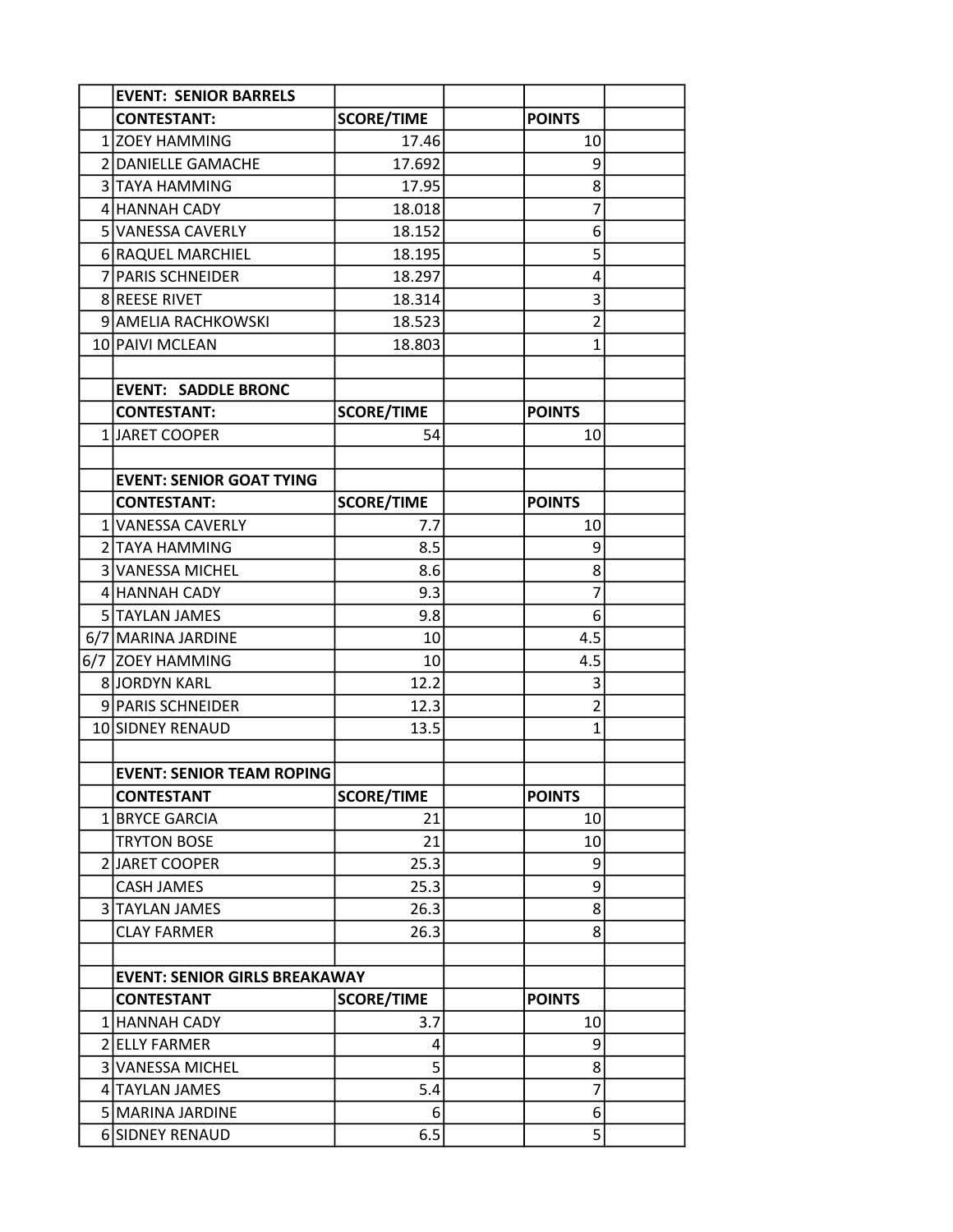|  | EVENT: SENIOR BARRELS |  |  |  |  |
|---|---|---|---|---|---|
|  | CONTESTANT: | SCORE/TIME |  | POINTS |  |
| 1 | ZOEY HAMMING | 17.46 |  | 10 |  |
| 2 | DANIELLE GAMACHE | 17.692 |  | 9 |  |
| 3 | TAYA HAMMING | 17.95 |  | 8 |  |
| 4 | HANNAH CADY | 18.018 |  | 7 |  |
| 5 | VANESSA CAVERLY | 18.152 |  | 6 |  |
| 6 | RAQUEL MARCHIEL | 18.195 |  | 5 |  |
| 7 | PARIS SCHNEIDER | 18.297 |  | 4 |  |
| 8 | REESE RIVET | 18.314 |  | 3 |  |
| 9 | AMELIA RACHKOWSKI | 18.523 |  | 2 |  |
| 10 | PAIVI MCLEAN | 18.803 |  | 1 |  |
|  |  |  |  |  |  |
|  | EVENT: SADDLE BRONC |  |  |  |  |
|  | CONTESTANT: | SCORE/TIME |  | POINTS |  |
| 1 | JARET COOPER | 54 |  | 10 |  |
|  |  |  |  |  |  |
|  | EVENT: SENIOR GOAT TYING |  |  |  |  |
|  | CONTESTANT: | SCORE/TIME |  | POINTS |  |
| 1 | VANESSA CAVERLY | 7.7 |  | 10 |  |
| 2 | TAYA HAMMING | 8.5 |  | 9 |  |
| 3 | VANESSA MICHEL | 8.6 |  | 8 |  |
| 4 | HANNAH CADY | 9.3 |  | 7 |  |
| 5 | TAYLAN JAMES | 9.8 |  | 6 |  |
| 6/7 | MARINA JARDINE | 10 |  | 4.5 |  |
| 6/7 | ZOEY HAMMING | 10 |  | 4.5 |  |
| 8 | JORDYN KARL | 12.2 |  | 3 |  |
| 9 | PARIS SCHNEIDER | 12.3 |  | 2 |  |
| 10 | SIDNEY RENAUD | 13.5 |  | 1 |  |
|  |  |  |  |  |  |
|  | EVENT: SENIOR TEAM ROPING |  |  |  |  |
|  | CONTESTANT | SCORE/TIME |  | POINTS |  |
| 1 | BRYCE GARCIA | 21 |  | 10 |  |
|  | TRYTON BOSE | 21 |  | 10 |  |
| 2 | JARET COOPER | 25.3 |  | 9 |  |
|  | CASH JAMES | 25.3 |  | 9 |  |
| 3 | TAYLAN JAMES | 26.3 |  | 8 |  |
|  | CLAY FARMER | 26.3 |  | 8 |  |
|  |  |  |  |  |  |
|  | EVENT: SENIOR GIRLS BREAKAWAY |  |  |  |  |
|  | CONTESTANT | SCORE/TIME |  | POINTS |  |
| 1 | HANNAH CADY | 3.7 |  | 10 |  |
| 2 | ELLY FARMER | 4 |  | 9 |  |
| 3 | VANESSA MICHEL | 5 |  | 8 |  |
| 4 | TAYLAN JAMES | 5.4 |  | 7 |  |
| 5 | MARINA JARDINE | 6 |  | 6 |  |
| 6 | SIDNEY RENAUD | 6.5 |  | 5 |  |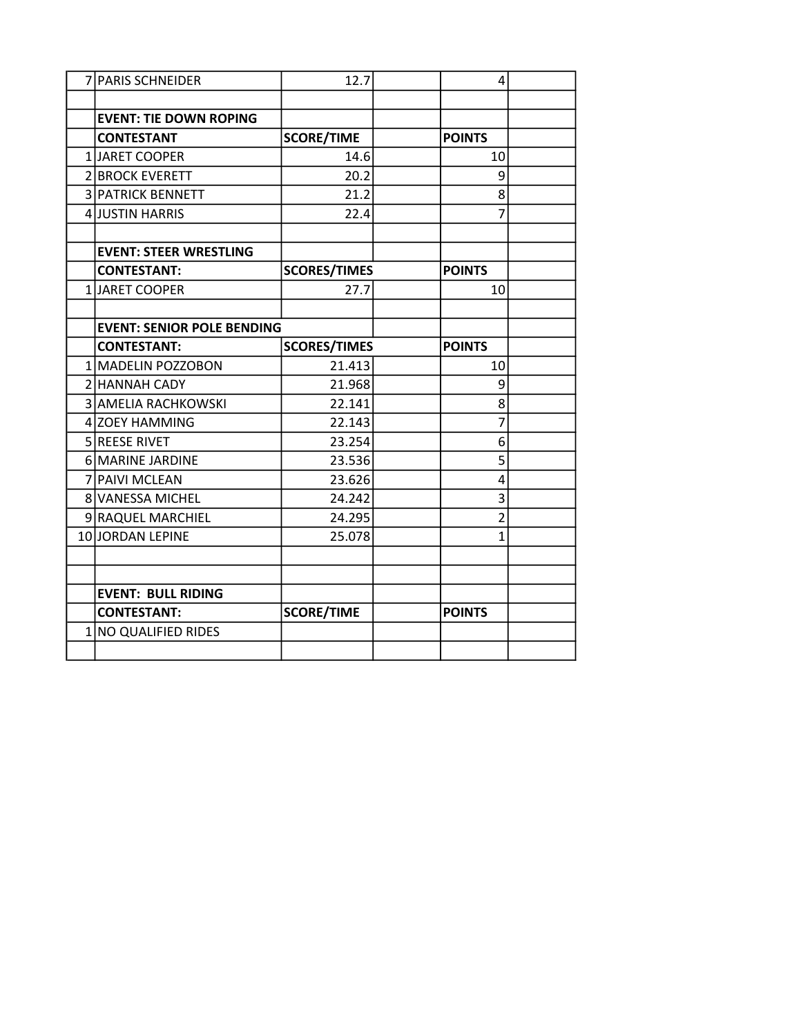| | | | | | |
|---|---|---|---|---|---|
| 7 | PARIS SCHNEIDER | 12.7 | | 4 | |
| | | | | | |
| | **EVENT: TIE DOWN ROPING** | | | | |
| | **CONTESTANT** | **SCORE/TIME** | | **POINTS** | |
| 1 | JARET COOPER | 14.6 | | 10 | |
| 2 | BROCK EVERETT | 20.2 | | 9 | |
| 3 | PATRICK BENNETT | 21.2 | | 8 | |
| 4 | JUSTIN HARRIS | 22.4 | | 7 | |
| | | | | | |
| | **EVENT: STEER WRESTLING** | | | | |
| | **CONTESTANT:** | **SCORES/TIMES** | | **POINTS** | |
| 1 | JARET COOPER | 27.7 | | 10 | |
| | | | | | |
| | **EVENT: SENIOR POLE BENDING** | | | | |
| | **CONTESTANT:** | **SCORES/TIMES** | | **POINTS** | |
| 1 | MADELIN POZZOBON | 21.413 | | 10 | |
| 2 | HANNAH CADY | 21.968 | | 9 | |
| 3 | AMELIA RACHKOWSKI | 22.141 | | 8 | |
| 4 | ZOEY HAMMING | 22.143 | | 7 | |
| 5 | REESE RIVET | 23.254 | | 6 | |
| 6 | MARINE JARDINE | 23.536 | | 5 | |
| 7 | PAIVI MCLEAN | 23.626 | | 4 | |
| 8 | VANESSA MICHEL | 24.242 | | 3 | |
| 9 | RAQUEL MARCHIEL | 24.295 | | 2 | |
| 10 | JORDAN LEPINE | 25.078 | | 1 | |
| | | | | | |
| | | | | | |
| | **EVENT: BULL RIDING** | | | | |
| | **CONTESTANT:** | **SCORE/TIME** | | **POINTS** | |
| 1 | NO QUALIFIED RIDES | | | | |
| | | | | | |